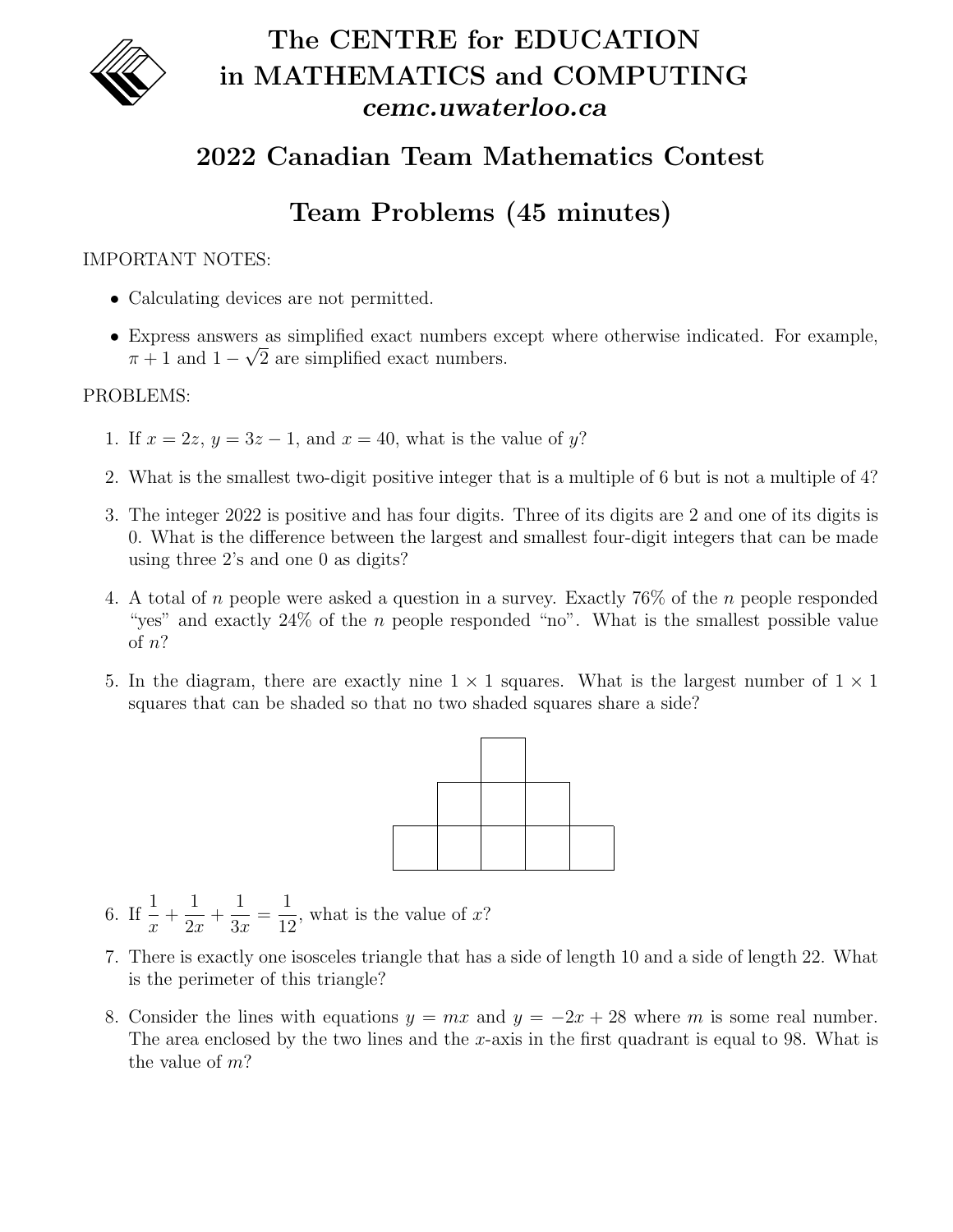# The CENTRE for EDUCATION in MATHEMATICS and COMPUTING

***cemc.uwaterloo.ca***

## 2022 Canadian Team Mathematics Contest

## Team Problems (45 minutes)

IMPORTANT NOTES:

- Calculating devices are not permitted.
- Express answers as simplified exact numbers except where otherwise indicated. For example, $\pi + 1$ and $1 - \sqrt{2}$ are simplified exact numbers.

PROBLEMS:

1. If $x = 2z$, $y = 3z - 1$, and $x = 40$, what is the value of $y$?

2. What is the smallest two-digit positive integer that is a multiple of 6 but is not a multiple of 4?

3. The integer 2022 is positive and has four digits. Three of its digits are 2 and one of its digits is 0. What is the difference between the largest and smallest four-digit integers that can be made using three 2's and one 0 as digits?

4. A total of $n$ people were asked a question in a survey. Exactly 76% of the $n$ people responded "yes" and exactly 24% of the $n$ people responded "no". What is the smallest possible value of $n$?

5. In the diagram, there are exactly nine $1 \times 1$ squares. What is the largest number of $1 \times 1$ squares that can be shaded so that no two shaded squares share a side?

6. If $\dfrac{1}{x} + \dfrac{1}{2x} + \dfrac{1}{3x} = \dfrac{1}{12}$, what is the value of $x$?

7. There is exactly one isosceles triangle that has a side of length 10 and a side of length 22. What is the perimeter of this triangle?

8. Consider the lines with equations $y = mx$ and $y = -2x + 28$ where $m$ is some real number. The area enclosed by the two lines and the $x$-axis in the first quadrant is equal to 98. What is the value of $m$?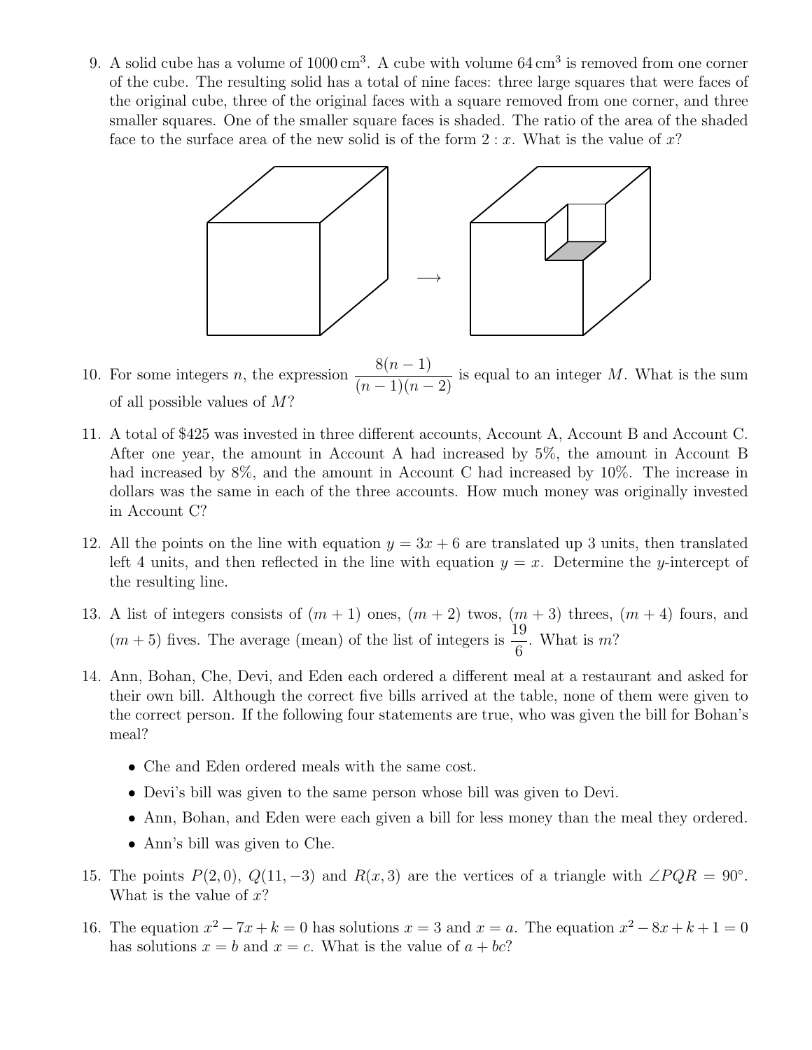9. A solid cube has a volume of $1000\,\text{cm}^3$. A cube with volume $64\,\text{cm}^3$ is removed from one corner of the cube. The resulting solid has a total of nine faces: three large squares that were faces of the original cube, three of the original faces with a square removed from one corner, and three smaller squares. One of the smaller square faces is shaded. The ratio of the area of the shaded face to the surface area of the new solid is of the form $2 : x$. What is the value of $x$?

10. For some integers $n$, the expression $\dfrac{8(n-1)}{(n-1)(n-2)}$ is equal to an integer $M$. What is the sum of all possible values of $M$?

11. A total of \$425 was invested in three different accounts, Account A, Account B and Account C. After one year, the amount in Account A had increased by 5%, the amount in Account B had increased by 8%, and the amount in Account C had increased by 10%. The increase in dollars was the same in each of the three accounts. How much money was originally invested in Account C?

12. All the points on the line with equation $y = 3x + 6$ are translated up 3 units, then translated left 4 units, and then reflected in the line with equation $y = x$. Determine the $y$-intercept of the resulting line.

13. A list of integers consists of $(m + 1)$ ones, $(m + 2)$ twos, $(m + 3)$ threes, $(m + 4)$ fours, and $(m + 5)$ fives. The average (mean) of the list of integers is $\dfrac{19}{6}$. What is $m$?

14. Ann, Bohan, Che, Devi, and Eden each ordered a different meal at a restaurant and asked for their own bill. Although the correct five bills arrived at the table, none of them were given to the correct person. If the following four statements are true, who was given the bill for Bohan's meal?

    - Che and Eden ordered meals with the same cost.
    - Devi's bill was given to the same person whose bill was given to Devi.
    - Ann, Bohan, and Eden were each given a bill for less money than the meal they ordered.
    - Ann's bill was given to Che.

15. The points $P(2, 0)$, $Q(11, -3)$ and $R(x, 3)$ are the vertices of a triangle with $\angle PQR = 90^\circ$. What is the value of $x$?

16. The equation $x^2 - 7x + k = 0$ has solutions $x = 3$ and $x = a$. The equation $x^2 - 8x + k + 1 = 0$ has solutions $x = b$ and $x = c$. What is the value of $a + bc$?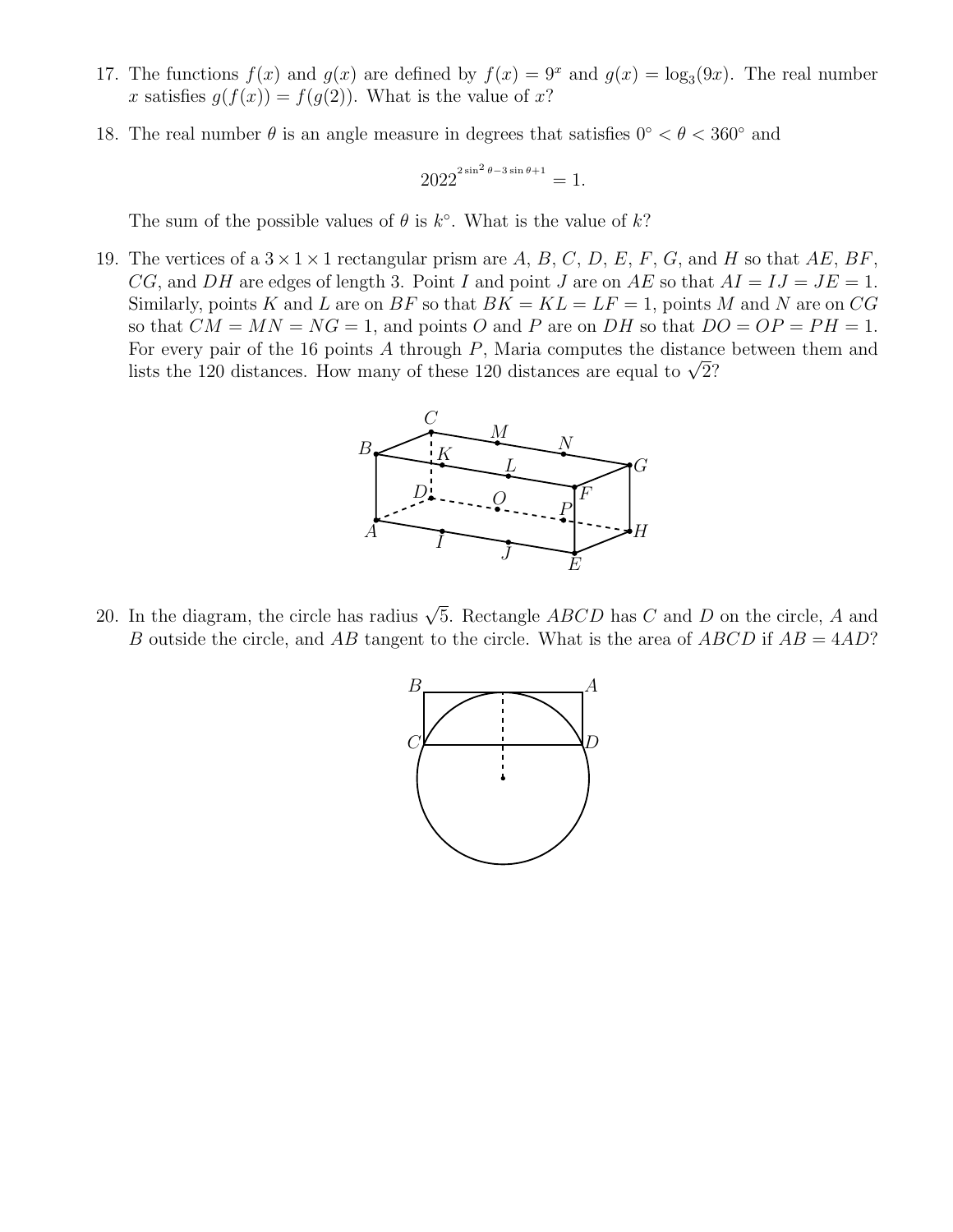17. The functions $f(x)$ and $g(x)$ are defined by $f(x) = 9^x$ and $g(x) = \log_3(9x)$. The real number $x$ satisfies $g(f(x)) = f(g(2))$. What is the value of $x$?

18. The real number $\theta$ is an angle measure in degrees that satisfies $0^\circ < \theta < 360^\circ$ and

$$2022^{2\sin^2\theta - 3\sin\theta + 1} = 1.$$

The sum of the possible values of $\theta$ is $k^\circ$. What is the value of $k$?

19. The vertices of a $3 \times 1 \times 1$ rectangular prism are $A$, $B$, $C$, $D$, $E$, $F$, $G$, and $H$ so that $AE$, $BF$, $CG$, and $DH$ are edges of length 3. Point $I$ and point $J$ are on $AE$ so that $AI = IJ = JE = 1$. Similarly, points $K$ and $L$ are on $BF$ so that $BK = KL = LF = 1$, points $M$ and $N$ are on $CG$ so that $CM = MN = NG = 1$, and points $O$ and $P$ are on $DH$ so that $DO = OP = PH = 1$. For every pair of the 16 points $A$ through $P$, Maria computes the distance between them and lists the 120 distances. How many of these 120 distances are equal to $\sqrt{2}$?

20. In the diagram, the circle has radius $\sqrt{5}$. Rectangle $ABCD$ has $C$ and $D$ on the circle, $A$ and $B$ outside the circle, and $AB$ tangent to the circle. What is the area of $ABCD$ if $AB = 4AD$?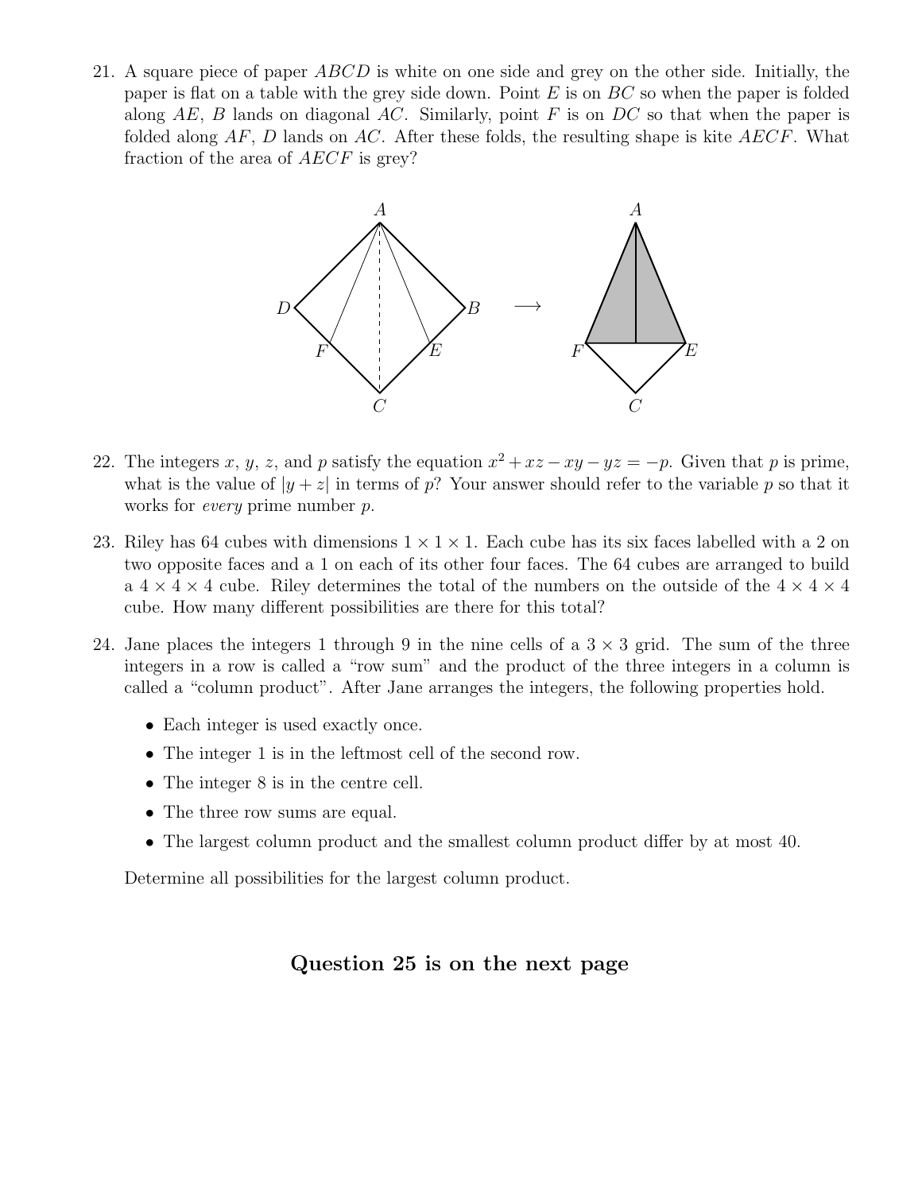21. A square piece of paper $ABCD$ is white on one side and grey on the other side. Initially, the paper is flat on a table with the grey side down. Point $E$ is on $BC$ so when the paper is folded along $AE$, $B$ lands on diagonal $AC$. Similarly, point $F$ is on $DC$ so that when the paper is folded along $AF$, $D$ lands on $AC$. After these folds, the resulting shape is kite $AECF$. What fraction of the area of $AECF$ is grey?

22. The integers $x$, $y$, $z$, and $p$ satisfy the equation $x^2 + xz - xy - yz = -p$. Given that $p$ is prime, what is the value of $|y + z|$ in terms of $p$? Your answer should refer to the variable $p$ so that it works for *every* prime number $p$.

23. Riley has 64 cubes with dimensions $1 \times 1 \times 1$. Each cube has its six faces labelled with a 2 on two opposite faces and a 1 on each of its other four faces. The 64 cubes are arranged to build a $4 \times 4 \times 4$ cube. Riley determines the total of the numbers on the outside of the $4 \times 4 \times 4$ cube. How many different possibilities are there for this total?

24. Jane places the integers 1 through 9 in the nine cells of a $3 \times 3$ grid. The sum of the three integers in a row is called a "row sum" and the product of the three integers in a column is called a "column product". After Jane arranges the integers, the following properties hold.

    - Each integer is used exactly once.
    - The integer 1 is in the leftmost cell of the second row.
    - The integer 8 is in the centre cell.
    - The three row sums are equal.
    - The largest column product and the smallest column product differ by at most 40.

    Determine all possibilities for the largest column product.

**Question 25 is on the next page**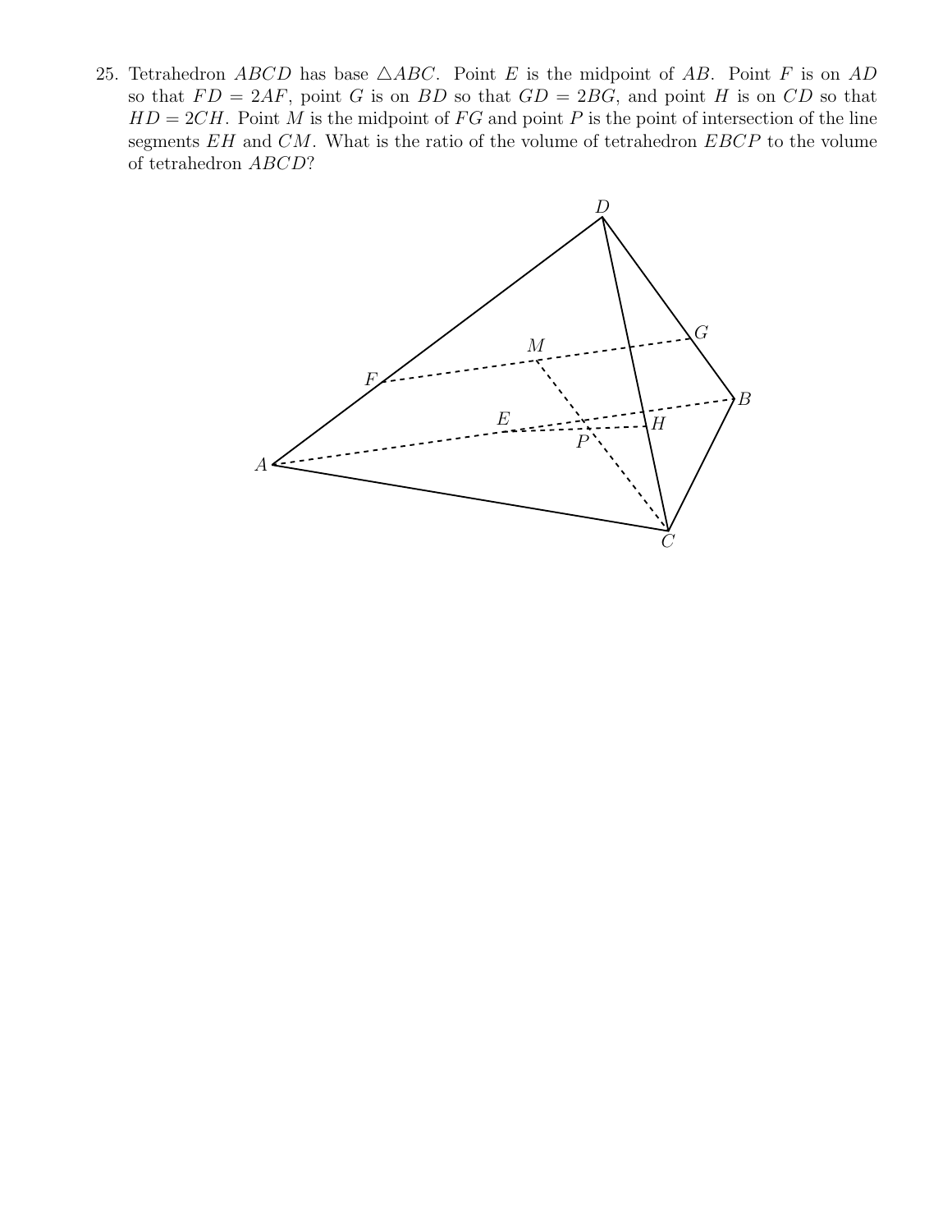25. Tetrahedron $ABCD$ has base $\triangle ABC$. Point $E$ is the midpoint of $AB$. Point $F$ is on $AD$ so that $FD = 2AF$, point $G$ is on $BD$ so that $GD = 2BG$, and point $H$ is on $CD$ so that $HD = 2CH$. Point $M$ is the midpoint of $FG$ and point $P$ is the point of intersection of the line segments $EH$ and $CM$. What is the ratio of the volume of tetrahedron $EBCP$ to the volume of tetrahedron $ABCD$?

D

M

G

F

B

E

H

P

A

C